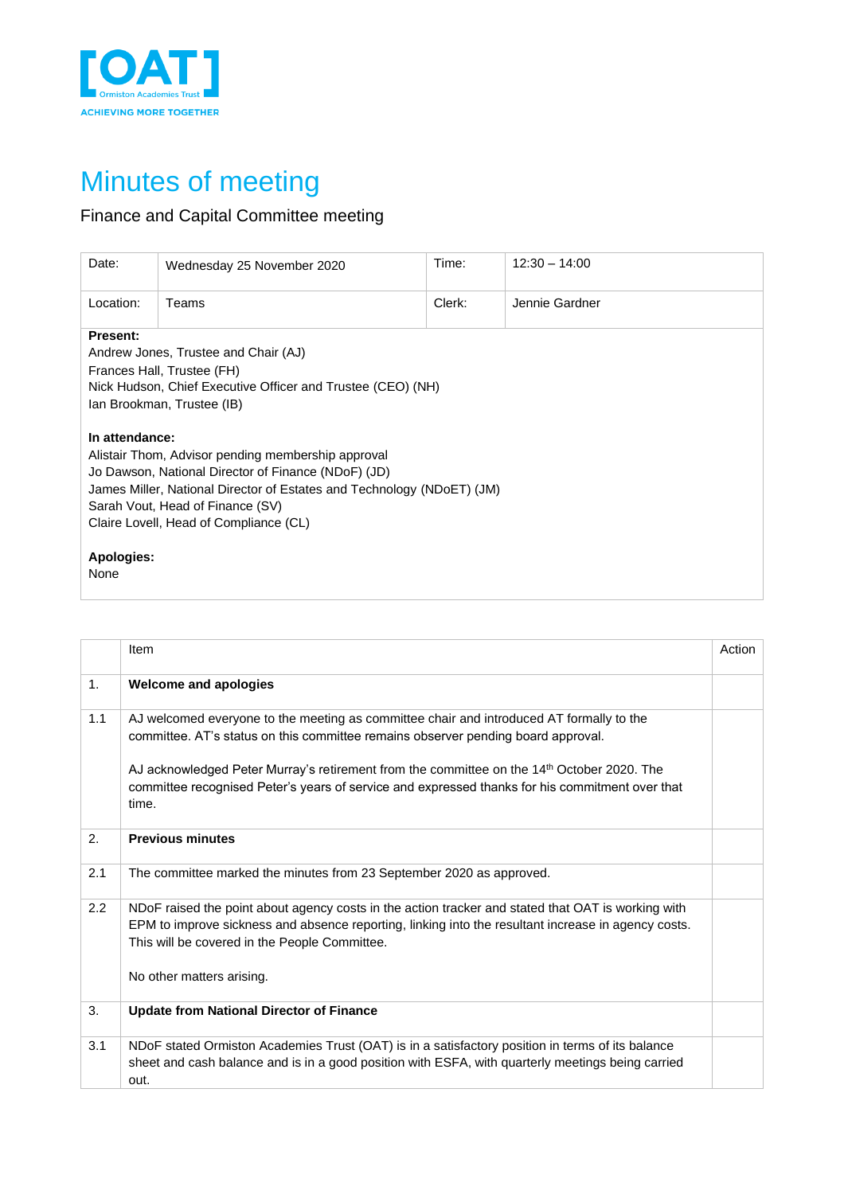[OAT] Ormiston Academies Trust

ACHIEVING MORE TOGETHER

# Minutes of meeting

## Finance and Capital Committee meeting

| Date: | Wednesday 25 November 2020 | Time: | 12:30 – 14:00 |
|---|---|---|---|
| Location: | Teams | Clerk: | Jennie Gardner |

**Present:**
Andrew Jones, Trustee and Chair (AJ)
Frances Hall, Trustee (FH)
Nick Hudson, Chief Executive Officer and Trustee (CEO) (NH)
Ian Brookman, Trustee (IB)

**In attendance:**
Alistair Thom, Advisor pending membership approval
Jo Dawson, National Director of Finance (NDoF) (JD)
James Miller, National Director of Estates and Technology (NDoET) (JM)
Sarah Vout, Head of Finance (SV)
Claire Lovell, Head of Compliance (CL)

**Apologies:**
None

| | Item | Action |
|---|---|---|
| 1. | **Welcome and apologies** | |
| 1.1 | AJ welcomed everyone to the meeting as committee chair and introduced AT formally to the committee. AT's status on this committee remains observer pending board approval.<br><br>AJ acknowledged Peter Murray's retirement from the committee on the 14th October 2020. The committee recognised Peter's years of service and expressed thanks for his commitment over that time. | |
| 2. | **Previous minutes** | |
| 2.1 | The committee marked the minutes from 23 September 2020 as approved. | |
| 2.2 | NDoF raised the point about agency costs in the action tracker and stated that OAT is working with EPM to improve sickness and absence reporting, linking into the resultant increase in agency costs. This will be covered in the People Committee.<br><br>No other matters arising. | |
| 3. | **Update from National Director of Finance** | |
| 3.1 | NDoF stated Ormiston Academies Trust (OAT) is in a satisfactory position in terms of its balance sheet and cash balance and is in a good position with ESFA, with quarterly meetings being carried out. | |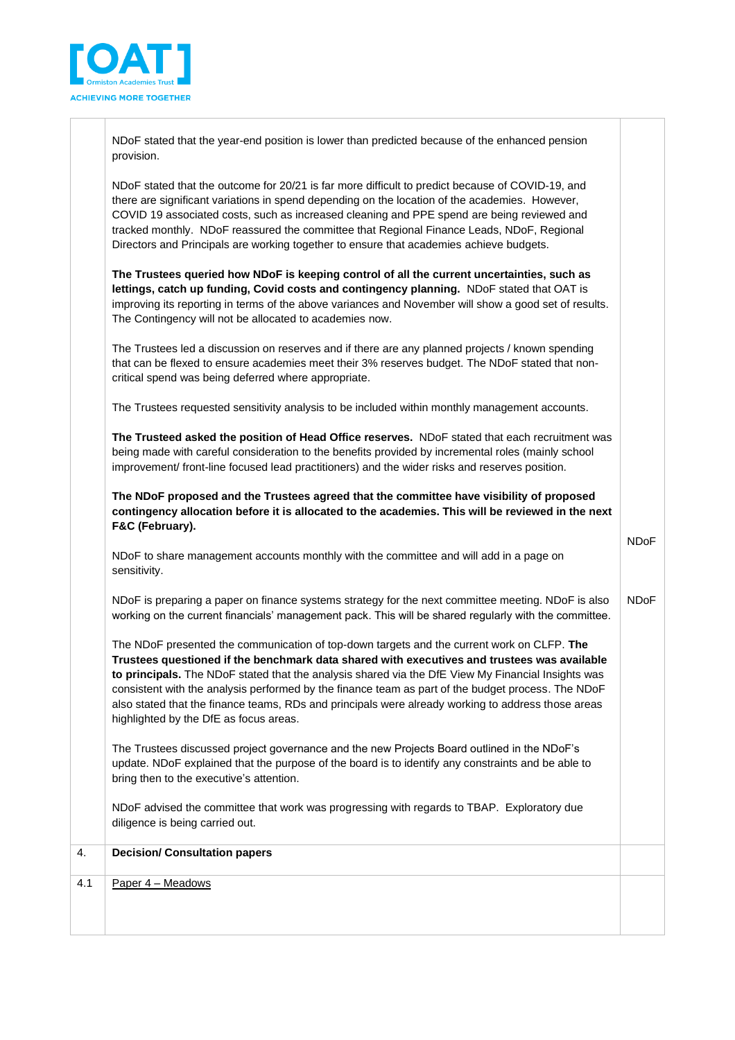| | | |
|---|---|---|
| | NDoF stated that the year-end position is lower than predicted because of the enhanced pension provision.<br><br>NDoF stated that the outcome for 20/21 is far more difficult to predict because of COVID-19, and there are significant variations in spend depending on the location of the academies. However, COVID 19 associated costs, such as increased cleaning and PPE spend are being reviewed and tracked monthly. NDoF reassured the committee that Regional Finance Leads, NDoF, Regional Directors and Principals are working together to ensure that academies achieve budgets.<br><br>**The Trustees queried how NDoF is keeping control of all the current uncertainties, such as lettings, catch up funding, Covid costs and contingency planning.** NDoF stated that OAT is improving its reporting in terms of the above variances and November will show a good set of results. The Contingency will not be allocated to academies now.<br><br>The Trustees led a discussion on reserves and if there are any planned projects / known spending that can be flexed to ensure academies meet their 3% reserves budget. The NDoF stated that non-critical spend was being deferred where appropriate.<br><br>The Trustees requested sensitivity analysis to be included within monthly management accounts.<br><br>**The Trusteed asked the position of Head Office reserves.** NDoF stated that each recruitment was being made with careful consideration to the benefits provided by incremental roles (mainly school improvement/ front-line focused lead practitioners) and the wider risks and reserves position.<br><br>**The NDoF proposed and the Trustees agreed that the committee have visibility of proposed contingency allocation before it is allocated to the academies. This will be reviewed in the next F&C (February).**<br><br>NDoF to share management accounts monthly with the committee and will add in a page on sensitivity.<br><br>NDoF is preparing a paper on finance systems strategy for the next committee meeting. NDoF is also working on the current financials' management pack. This will be shared regularly with the committee.<br><br>The NDoF presented the communication of top-down targets and the current work on CLFP. **The Trustees questioned if the benchmark data shared with executives and trustees was available to principals.** The NDoF stated that the analysis shared via the DfE View My Financial Insights was consistent with the analysis performed by the finance team as part of the budget process. The NDoF also stated that the finance teams, RDs and principals were already working to address those areas highlighted by the DfE as focus areas.<br><br>The Trustees discussed project governance and the new Projects Board outlined in the NDoF's update. NDoF explained that the purpose of the board is to identify any constraints and be able to bring then to the executive's attention.<br><br>NDoF advised the committee that work was progressing with regards to TBAP. Exploratory due diligence is being carried out. | NDoF<br><br>NDoF |
| 4. | **Decision/ Consultation papers** | |
| 4.1 | Paper 4 – Meadows | |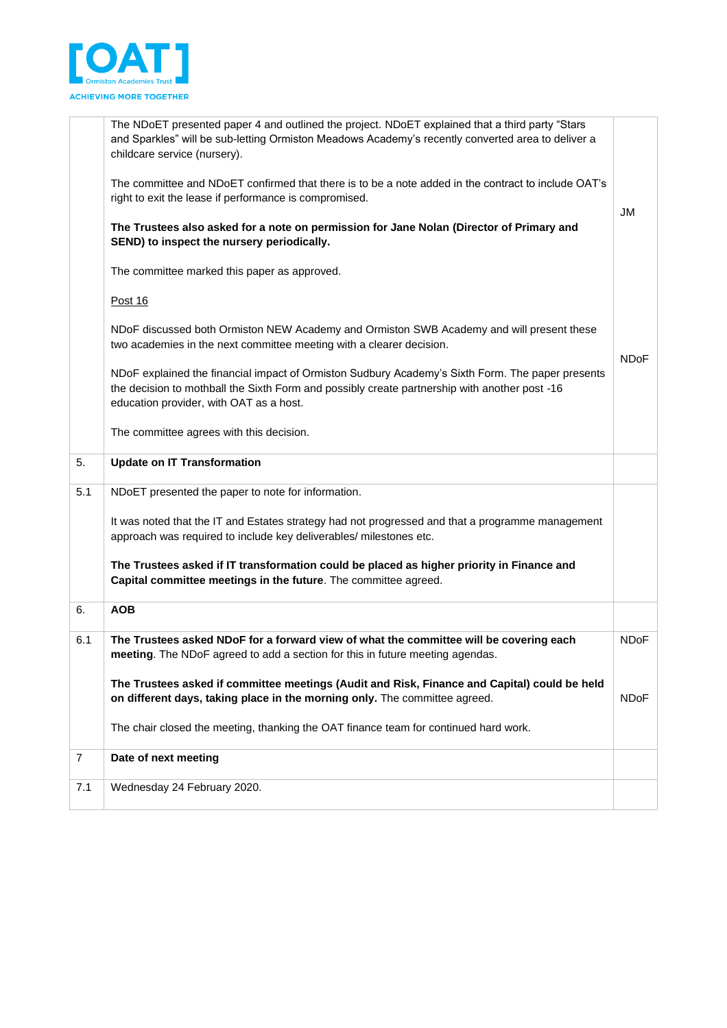| | | |
|---|---|---|
| | The NDoET presented paper 4 and outlined the project. NDoET explained that a third party "Stars and Sparkles" will be sub-letting Ormiston Meadows Academy's recently converted area to deliver a childcare service (nursery).<br><br>The committee and NDoET confirmed that there is to be a note added in the contract to include OAT's right to exit the lease if performance is compromised.<br><br>**The Trustees also asked for a note on permission for Jane Nolan (Director of Primary and SEND) to inspect the nursery periodically.**<br><br>The committee marked this paper as approved.<br><br>Post 16<br><br>NDoF discussed both Ormiston NEW Academy and Ormiston SWB Academy and will present these two academies in the next committee meeting with a clearer decision.<br><br>NDoF explained the financial impact of Ormiston Sudbury Academy's Sixth Form. The paper presents the decision to mothball the Sixth Form and possibly create partnership with another post -16 education provider, with OAT as a host.<br><br>The committee agrees with this decision. | JM<br><br><br><br><br><br><br>NDoF |
| 5. | **Update on IT Transformation** | |
| 5.1 | NDoET presented the paper to note for information.<br><br>It was noted that the IT and Estates strategy had not progressed and that a programme management approach was required to include key deliverables/ milestones etc.<br><br>**The Trustees asked if IT transformation could be placed as higher priority in Finance and Capital committee meetings in the future**. The committee agreed. | |
| 6. | **AOB** | |
| 6.1 | **The Trustees asked NDoF for a forward view of what the committee will be covering each meeting**. The NDoF agreed to add a section for this in future meeting agendas.<br><br>**The Trustees asked if committee meetings (Audit and Risk, Finance and Capital) could be held on different days, taking place in the morning only.** The committee agreed.<br><br>The chair closed the meeting, thanking the OAT finance team for continued hard work. | NDoF<br><br><br>NDoF |
| 7 | **Date of next meeting** | |
| 7.1 | Wednesday 24 February 2020. | |